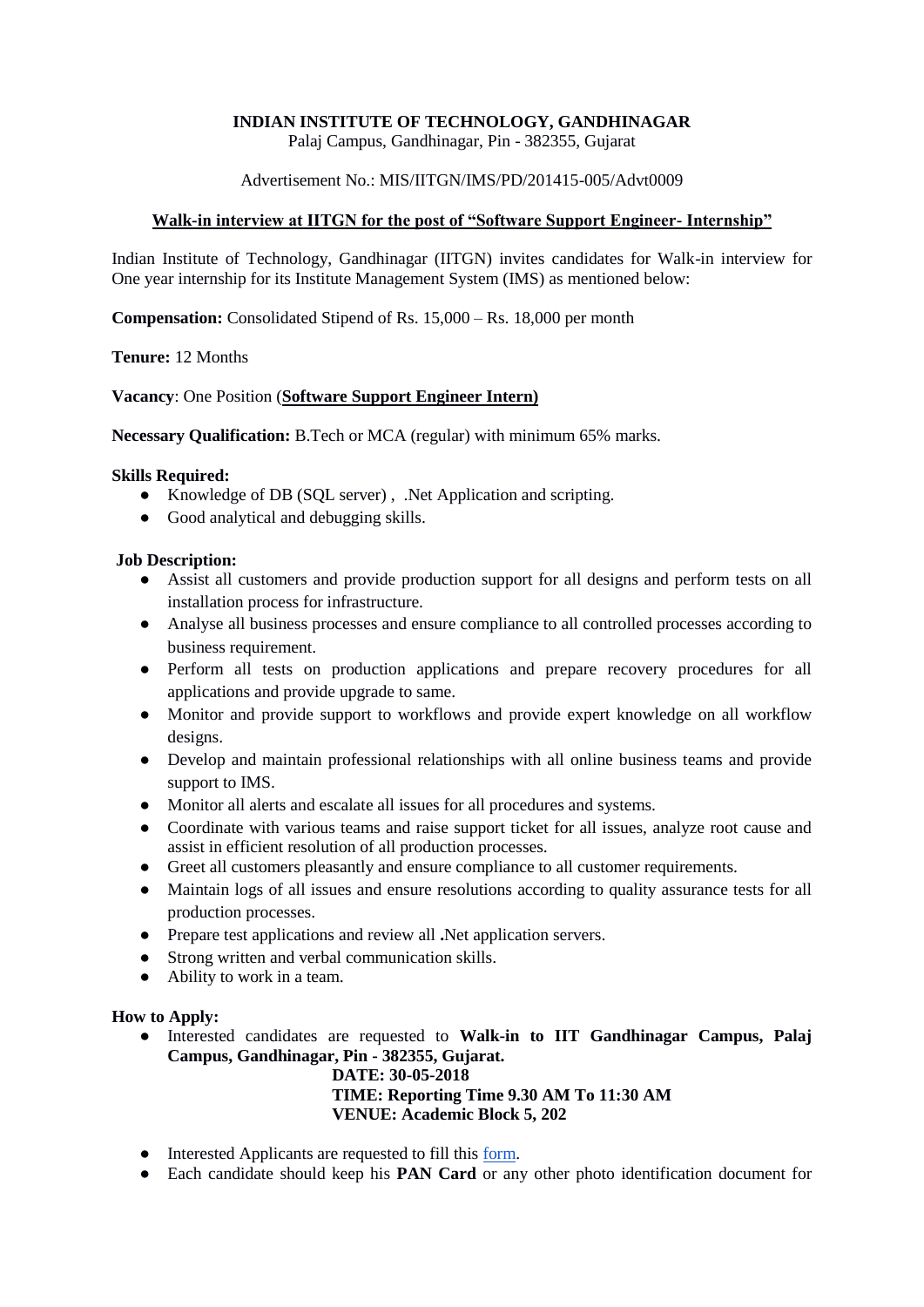**INDIAN INSTITUTE OF TECHNOLOGY, GANDHINAGAR**

Palaj Campus, Gandhinagar, Pin - 382355, Gujarat

Advertisement No.: MIS/IITGN/IMS/PD/201415-005/Advt0009

**Walk-in interview at IITGN for the post of "Software Support Engineer- Internship"**

Indian Institute of Technology, Gandhinagar (IITGN) invites candidates for Walk-in interview for One year internship for its Institute Management System (IMS) as mentioned below:

**Compensation:** Consolidated Stipend of Rs. 15,000 – Rs. 18,000 per month

**Tenure:** 12 Months

**Vacancy**: One Position (**Software Support Engineer Intern)**

**Necessary Qualification:** B.Tech or MCA (regular) with minimum 65% marks.

**Skills Required:**

- Knowledge of DB (SQL server) , .Net Application and scripting.
- Good analytical and debugging skills.

**Job Description:**

- Assist all customers and provide production support for all designs and perform tests on all installation process for infrastructure.
- Analyse all business processes and ensure compliance to all controlled processes according to business requirement.
- Perform all tests on production applications and prepare recovery procedures for all applications and provide upgrade to same.
- Monitor and provide support to workflows and provide expert knowledge on all workflow designs.
- Develop and maintain professional relationships with all online business teams and provide support to IMS.
- Monitor all alerts and escalate all issues for all procedures and systems.
- Coordinate with various teams and raise support ticket for all issues, analyze root cause and assist in efficient resolution of all production processes.
- Greet all customers pleasantly and ensure compliance to all customer requirements.
- Maintain logs of all issues and ensure resolutions according to quality assurance tests for all production processes.
- Prepare test applications and review all **.**Net application servers.
- Strong written and verbal communication skills.
- Ability to work in a team.

**How to Apply:**

- Interested candidates are requested to **Walk-in to IIT Gandhinagar Campus, Palaj Campus, Gandhinagar, Pin - 382355, Gujarat.**

  **DATE: 30-05-2018**
  **TIME: Reporting Time 9.30 AM To 11:30 AM**
  **VENUE: Academic Block 5, 202**

- Interested Applicants are requested to fill this form.
- Each candidate should keep his **PAN Card** or any other photo identification document for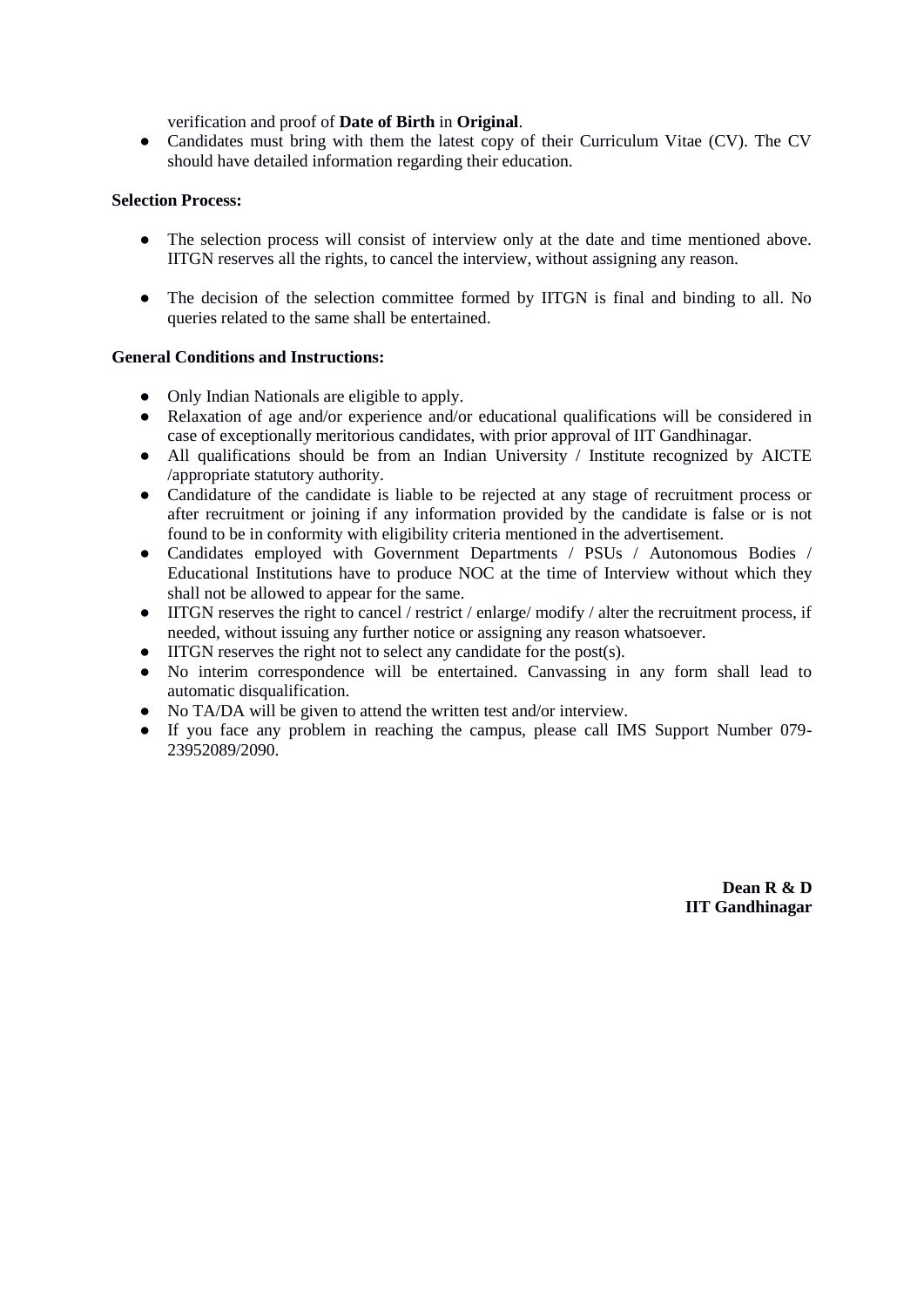verification and proof of **Date of Birth** in **Original**.

- Candidates must bring with them the latest copy of their Curriculum Vitae (CV). The CV should have detailed information regarding their education.

**Selection Process:**

- The selection process will consist of interview only at the date and time mentioned above. IITGN reserves all the rights, to cancel the interview, without assigning any reason.
- The decision of the selection committee formed by IITGN is final and binding to all. No queries related to the same shall be entertained.

**General Conditions and Instructions:**

- Only Indian Nationals are eligible to apply.
- Relaxation of age and/or experience and/or educational qualifications will be considered in case of exceptionally meritorious candidates, with prior approval of IIT Gandhinagar.
- All qualifications should be from an Indian University / Institute recognized by AICTE /appropriate statutory authority.
- Candidature of the candidate is liable to be rejected at any stage of recruitment process or after recruitment or joining if any information provided by the candidate is false or is not found to be in conformity with eligibility criteria mentioned in the advertisement.
- Candidates employed with Government Departments / PSUs / Autonomous Bodies / Educational Institutions have to produce NOC at the time of Interview without which they shall not be allowed to appear for the same.
- IITGN reserves the right to cancel / restrict / enlarge/ modify / alter the recruitment process, if needed, without issuing any further notice or assigning any reason whatsoever.
- IITGN reserves the right not to select any candidate for the post(s).
- No interim correspondence will be entertained. Canvassing in any form shall lead to automatic disqualification.
- No TA/DA will be given to attend the written test and/or interview.
- If you face any problem in reaching the campus, please call IMS Support Number 079-23952089/2090.

**Dean R & D**
**IIT Gandhinagar**